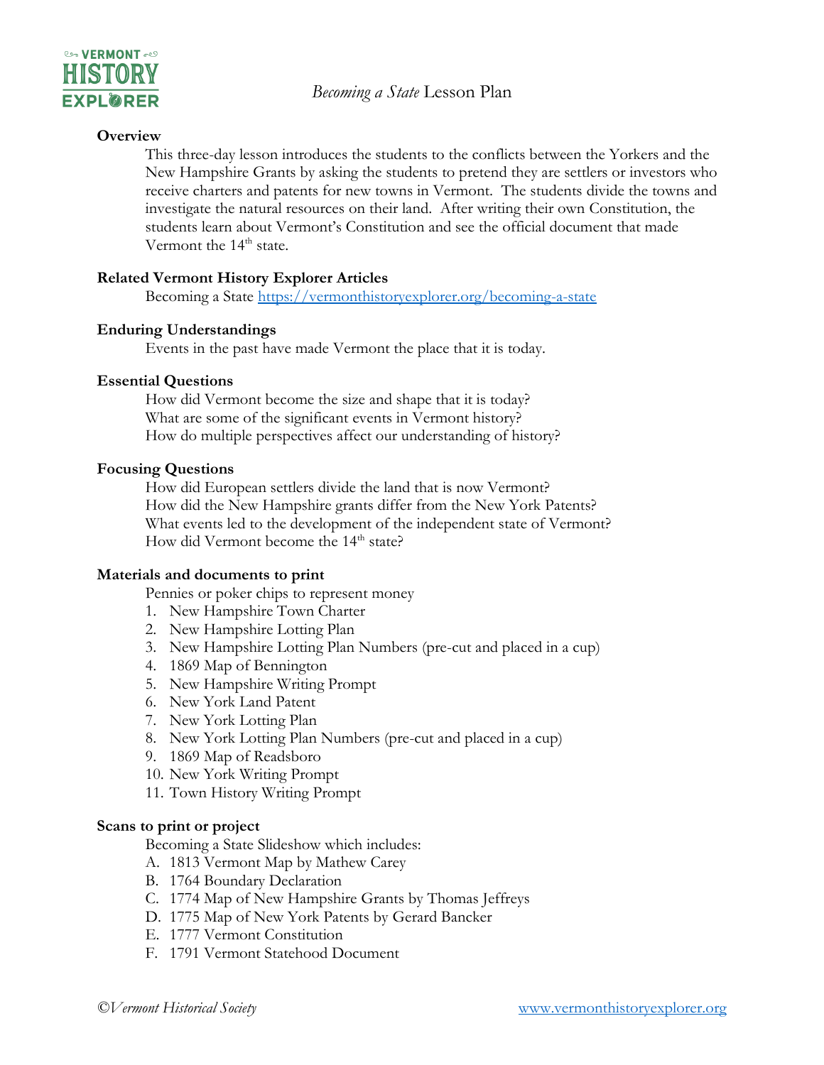# *Becoming a State* Lesson Plan

**Overview**

This three-day lesson introduces the students to the conflicts between the Yorkers and the New Hampshire Grants by asking the students to pretend they are settlers or investors who receive charters and patents for new towns in Vermont. The students divide the towns and investigate the natural resources on their land. After writing their own Constitution, the students learn about Vermont's Constitution and see the official document that made Vermont the 14th state.

**Related Vermont History Explorer Articles**

Becoming a State https://vermonthistoryexplorer.org/becoming-a-state

**Enduring Understandings**

Events in the past have made Vermont the place that it is today.

**Essential Questions**

How did Vermont become the size and shape that it is today?
What are some of the significant events in Vermont history?
How do multiple perspectives affect our understanding of history?

**Focusing Questions**

How did European settlers divide the land that is now Vermont?
How did the New Hampshire grants differ from the New York Patents?
What events led to the development of the independent state of Vermont?
How did Vermont become the 14th state?

**Materials and documents to print**

Pennies or poker chips to represent money

1. New Hampshire Town Charter
2. New Hampshire Lotting Plan
3. New Hampshire Lotting Plan Numbers (pre-cut and placed in a cup)
4. 1869 Map of Bennington
5. New Hampshire Writing Prompt
6. New York Land Patent
7. New York Lotting Plan
8. New York Lotting Plan Numbers (pre-cut and placed in a cup)
9. 1869 Map of Readsboro
10. New York Writing Prompt
11. Town History Writing Prompt

**Scans to print or project**

Becoming a State Slideshow which includes:

A. 1813 Vermont Map by Mathew Carey
B. 1764 Boundary Declaration
C. 1774 Map of New Hampshire Grants by Thomas Jeffreys
D. 1775 Map of New York Patents by Gerard Bancker
E. 1777 Vermont Constitution
F. 1791 Vermont Statehood Document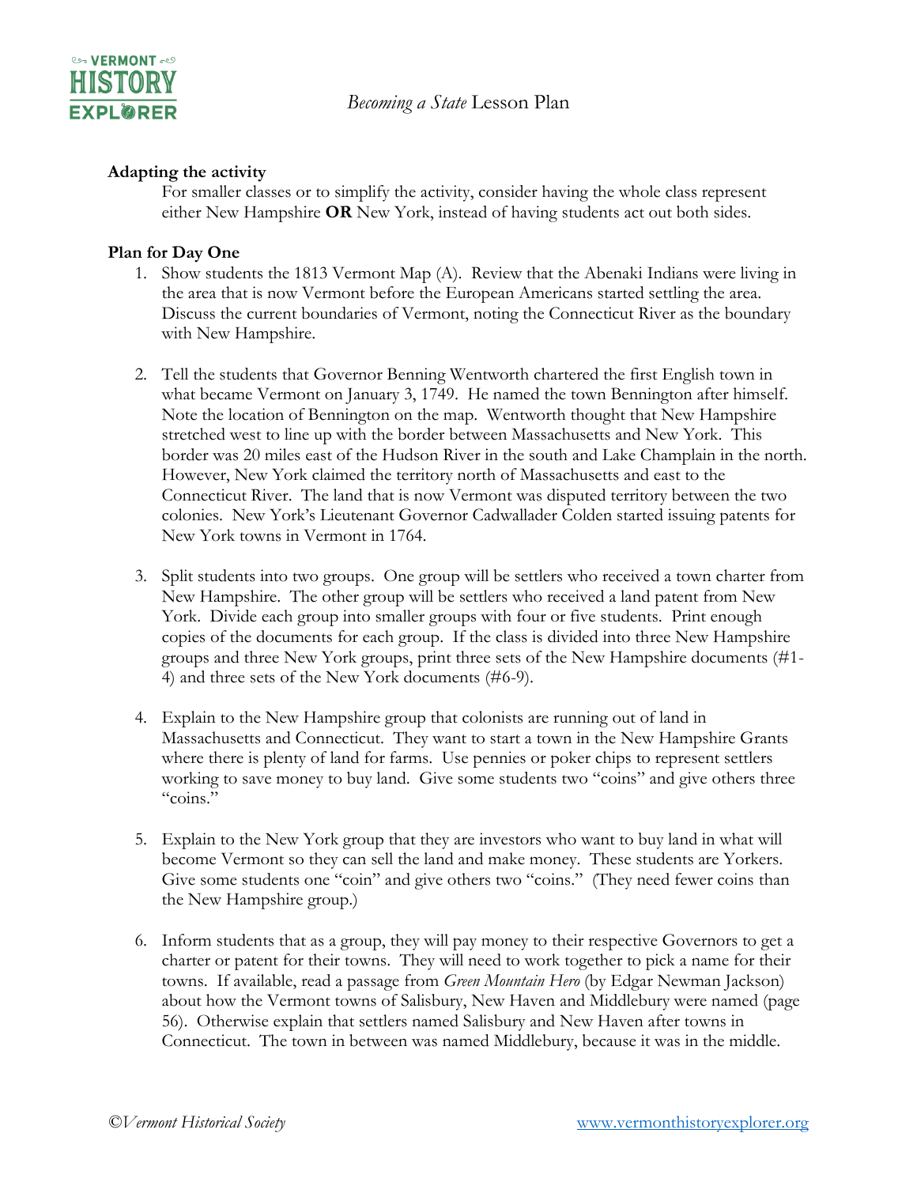**Adapting the activity**

For smaller classes or to simplify the activity, consider having the whole class represent either New Hampshire **OR** New York, instead of having students act out both sides.

**Plan for Day One**

1. Show students the 1813 Vermont Map (A). Review that the Abenaki Indians were living in the area that is now Vermont before the European Americans started settling the area. Discuss the current boundaries of Vermont, noting the Connecticut River as the boundary with New Hampshire.

2. Tell the students that Governor Benning Wentworth chartered the first English town in what became Vermont on January 3, 1749. He named the town Bennington after himself. Note the location of Bennington on the map. Wentworth thought that New Hampshire stretched west to line up with the border between Massachusetts and New York. This border was 20 miles east of the Hudson River in the south and Lake Champlain in the north. However, New York claimed the territory north of Massachusetts and east to the Connecticut River. The land that is now Vermont was disputed territory between the two colonies. New York's Lieutenant Governor Cadwallader Colden started issuing patents for New York towns in Vermont in 1764.

3. Split students into two groups. One group will be settlers who received a town charter from New Hampshire. The other group will be settlers who received a land patent from New York. Divide each group into smaller groups with four or five students. Print enough copies of the documents for each group. If the class is divided into three New Hampshire groups and three New York groups, print three sets of the New Hampshire documents (#1-4) and three sets of the New York documents (#6-9).

4. Explain to the New Hampshire group that colonists are running out of land in Massachusetts and Connecticut. They want to start a town in the New Hampshire Grants where there is plenty of land for farms. Use pennies or poker chips to represent settlers working to save money to buy land. Give some students two "coins" and give others three "coins."

5. Explain to the New York group that they are investors who want to buy land in what will become Vermont so they can sell the land and make money. These students are Yorkers. Give some students one "coin" and give others two "coins." (They need fewer coins than the New Hampshire group.)

6. Inform students that as a group, they will pay money to their respective Governors to get a charter or patent for their towns. They will need to work together to pick a name for their towns. If available, read a passage from *Green Mountain Hero* (by Edgar Newman Jackson) about how the Vermont towns of Salisbury, New Haven and Middlebury were named (page 56). Otherwise explain that settlers named Salisbury and New Haven after towns in Connecticut. The town in between was named Middlebury, because it was in the middle.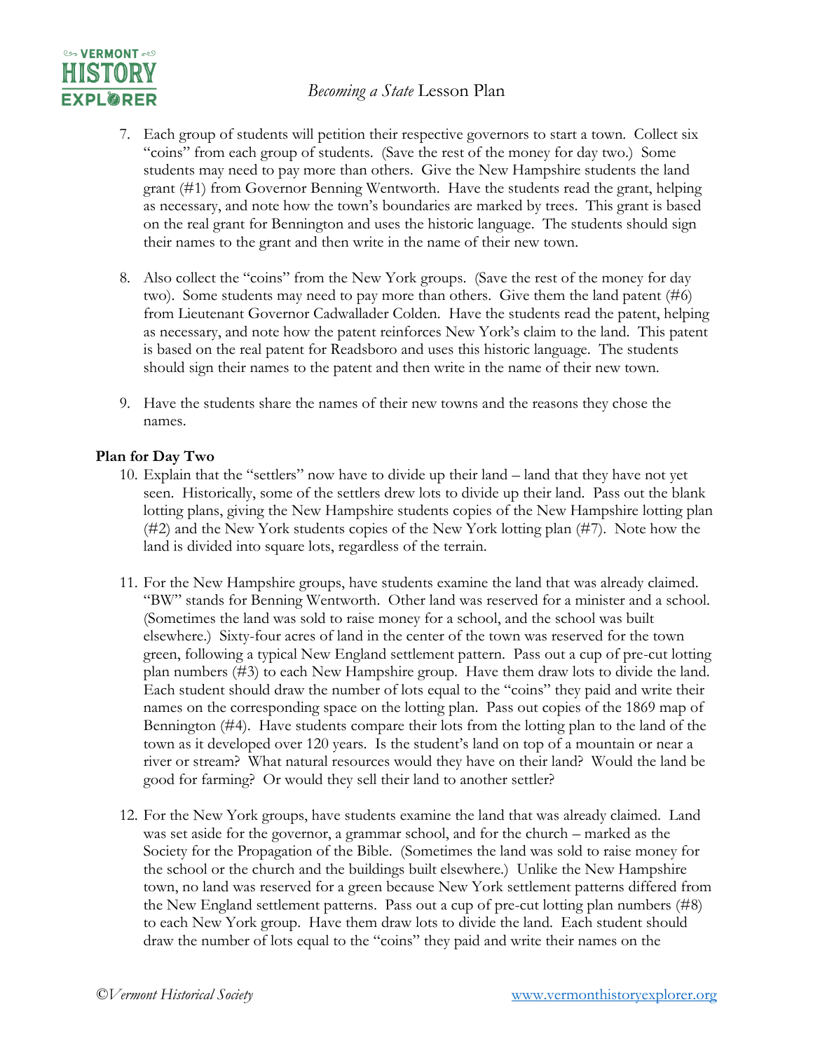7. Each group of students will petition their respective governors to start a town. Collect six "coins" from each group of students. (Save the rest of the money for day two.) Some students may need to pay more than others. Give the New Hampshire students the land grant (#1) from Governor Benning Wentworth. Have the students read the grant, helping as necessary, and note how the town's boundaries are marked by trees. This grant is based on the real grant for Bennington and uses the historic language. The students should sign their names to the grant and then write in the name of their new town.

8. Also collect the "coins" from the New York groups. (Save the rest of the money for day two). Some students may need to pay more than others. Give them the land patent (#6) from Lieutenant Governor Cadwallader Colden. Have the students read the patent, helping as necessary, and note how the patent reinforces New York's claim to the land. This patent is based on the real patent for Readsboro and uses this historic language. The students should sign their names to the patent and then write in the name of their new town.

9. Have the students share the names of their new towns and the reasons they chose the names.

**Plan for Day Two**

10. Explain that the "settlers" now have to divide up their land – land that they have not yet seen. Historically, some of the settlers drew lots to divide up their land. Pass out the blank lotting plans, giving the New Hampshire students copies of the New Hampshire lotting plan (#2) and the New York students copies of the New York lotting plan (#7). Note how the land is divided into square lots, regardless of the terrain.

11. For the New Hampshire groups, have students examine the land that was already claimed. "BW" stands for Benning Wentworth. Other land was reserved for a minister and a school. (Sometimes the land was sold to raise money for a school, and the school was built elsewhere.) Sixty-four acres of land in the center of the town was reserved for the town green, following a typical New England settlement pattern. Pass out a cup of pre-cut lotting plan numbers (#3) to each New Hampshire group. Have them draw lots to divide the land. Each student should draw the number of lots equal to the "coins" they paid and write their names on the corresponding space on the lotting plan. Pass out copies of the 1869 map of Bennington (#4). Have students compare their lots from the lotting plan to the land of the town as it developed over 120 years. Is the student's land on top of a mountain or near a river or stream? What natural resources would they have on their land? Would the land be good for farming? Or would they sell their land to another settler?

12. For the New York groups, have students examine the land that was already claimed. Land was set aside for the governor, a grammar school, and for the church – marked as the Society for the Propagation of the Bible. (Sometimes the land was sold to raise money for the school or the church and the buildings built elsewhere.) Unlike the New Hampshire town, no land was reserved for a green because New York settlement patterns differed from the New England settlement patterns. Pass out a cup of pre-cut lotting plan numbers (#8) to each New York group. Have them draw lots to divide the land. Each student should draw the number of lots equal to the "coins" they paid and write their names on the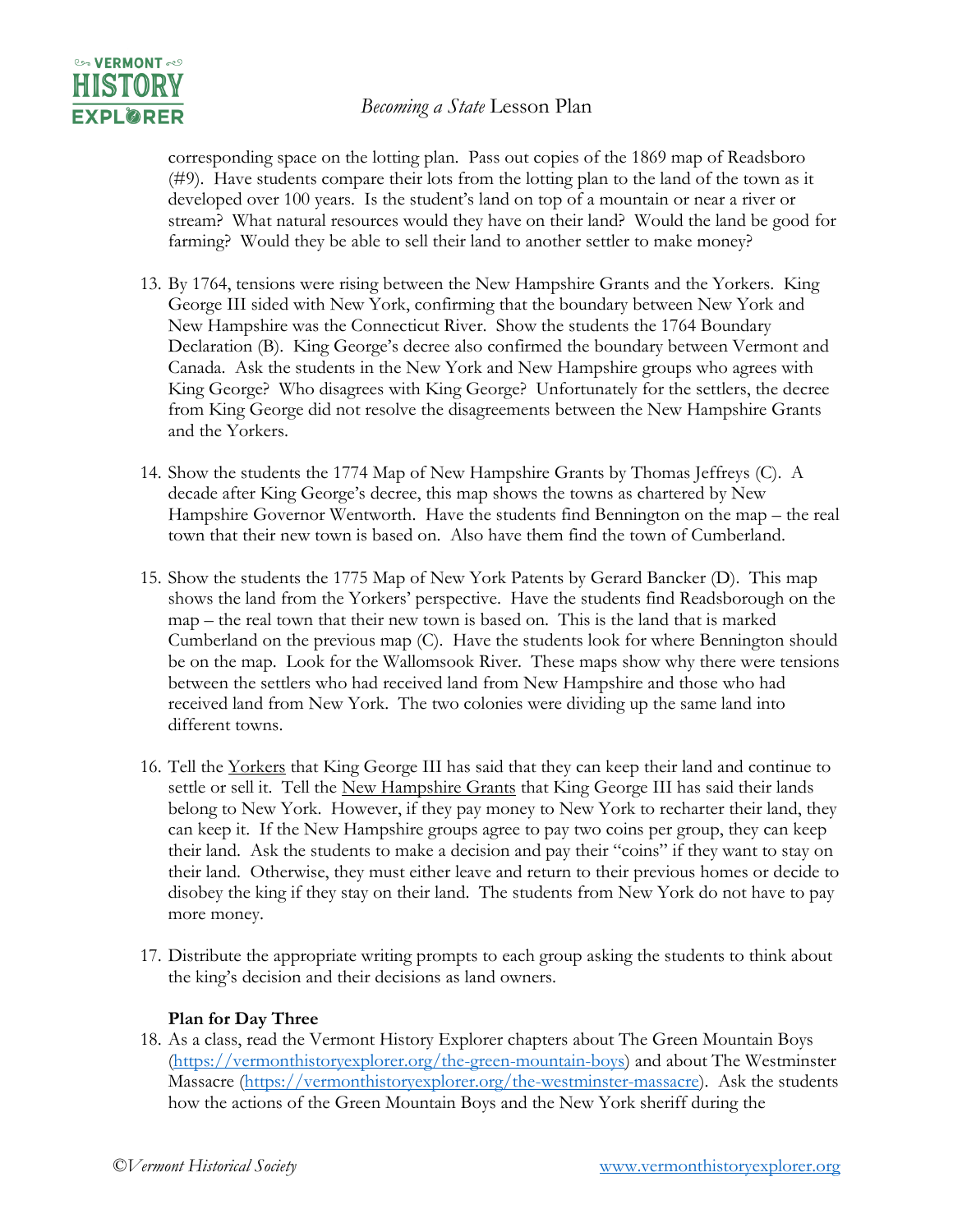corresponding space on the lotting plan. Pass out copies of the 1869 map of Readsboro (#9). Have students compare their lots from the lotting plan to the land of the town as it developed over 100 years. Is the student's land on top of a mountain or near a river or stream? What natural resources would they have on their land? Would the land be good for farming? Would they be able to sell their land to another settler to make money?

13. By 1764, tensions were rising between the New Hampshire Grants and the Yorkers. King George III sided with New York, confirming that the boundary between New York and New Hampshire was the Connecticut River. Show the students the 1764 Boundary Declaration (B). King George's decree also confirmed the boundary between Vermont and Canada. Ask the students in the New York and New Hampshire groups who agrees with King George? Who disagrees with King George? Unfortunately for the settlers, the decree from King George did not resolve the disagreements between the New Hampshire Grants and the Yorkers.

14. Show the students the 1774 Map of New Hampshire Grants by Thomas Jeffreys (C). A decade after King George's decree, this map shows the towns as chartered by New Hampshire Governor Wentworth. Have the students find Bennington on the map – the real town that their new town is based on. Also have them find the town of Cumberland.

15. Show the students the 1775 Map of New York Patents by Gerard Bancker (D). This map shows the land from the Yorkers' perspective. Have the students find Readsborough on the map – the real town that their new town is based on. This is the land that is marked Cumberland on the previous map (C). Have the students look for where Bennington should be on the map. Look for the Wallomsook River. These maps show why there were tensions between the settlers who had received land from New Hampshire and those who had received land from New York. The two colonies were dividing up the same land into different towns.

16. Tell the <u>Yorkers</u> that King George III has said that they can keep their land and continue to settle or sell it. Tell the <u>New Hampshire Grants</u> that King George III has said their lands belong to New York. However, if they pay money to New York to recharter their land, they can keep it. If the New Hampshire groups agree to pay two coins per group, they can keep their land. Ask the students to make a decision and pay their "coins" if they want to stay on their land. Otherwise, they must either leave and return to their previous homes or decide to disobey the king if they stay on their land. The students from New York do not have to pay more money.

17. Distribute the appropriate writing prompts to each group asking the students to think about the king's decision and their decisions as land owners.

**Plan for Day Three**

18. As a class, read the Vermont History Explorer chapters about The Green Mountain Boys (https://vermonthistoryexplorer.org/the-green-mountain-boys) and about The Westminster Massacre (https://vermonthistoryexplorer.org/the-westminster-massacre). Ask the students how the actions of the Green Mountain Boys and the New York sheriff during the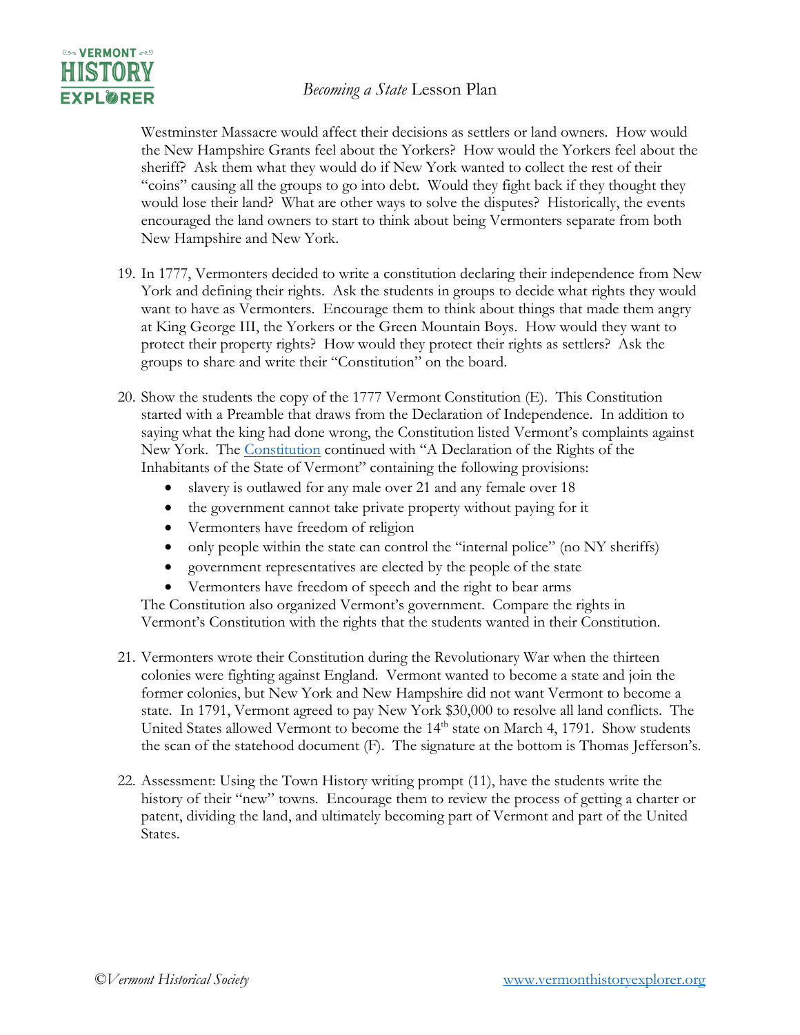Westminster Massacre would affect their decisions as settlers or land owners. How would the New Hampshire Grants feel about the Yorkers? How would the Yorkers feel about the sheriff? Ask them what they would do if New York wanted to collect the rest of their "coins" causing all the groups to go into debt. Would they fight back if they thought they would lose their land? What are other ways to solve the disputes? Historically, the events encouraged the land owners to start to think about being Vermonters separate from both New Hampshire and New York.

19. In 1777, Vermonters decided to write a constitution declaring their independence from New York and defining their rights. Ask the students in groups to decide what rights they would want to have as Vermonters. Encourage them to think about things that made them angry at King George III, the Yorkers or the Green Mountain Boys. How would they want to protect their property rights? How would they protect their rights as settlers? Ask the groups to share and write their "Constitution" on the board.

20. Show the students the copy of the 1777 Vermont Constitution (E). This Constitution started with a Preamble that draws from the Declaration of Independence. In addition to saying what the king had done wrong, the Constitution listed Vermont's complaints against New York. The Constitution continued with "A Declaration of the Rights of the Inhabitants of the State of Vermont" containing the following provisions:
    - slavery is outlawed for any male over 21 and any female over 18
    - the government cannot take private property without paying for it
    - Vermonters have freedom of religion
    - only people within the state can control the "internal police" (no NY sheriffs)
    - government representatives are elected by the people of the state
    - Vermonters have freedom of speech and the right to bear arms

    The Constitution also organized Vermont's government. Compare the rights in Vermont's Constitution with the rights that the students wanted in their Constitution.

21. Vermonters wrote their Constitution during the Revolutionary War when the thirteen colonies were fighting against England. Vermont wanted to become a state and join the former colonies, but New York and New Hampshire did not want Vermont to become a state. In 1791, Vermont agreed to pay New York $30,000 to resolve all land conflicts. The United States allowed Vermont to become the 14th state on March 4, 1791. Show students the scan of the statehood document (F). The signature at the bottom is Thomas Jefferson's.

22. Assessment: Using the Town History writing prompt (11), have the students write the history of their "new" towns. Encourage them to review the process of getting a charter or patent, dividing the land, and ultimately becoming part of Vermont and part of the United States.